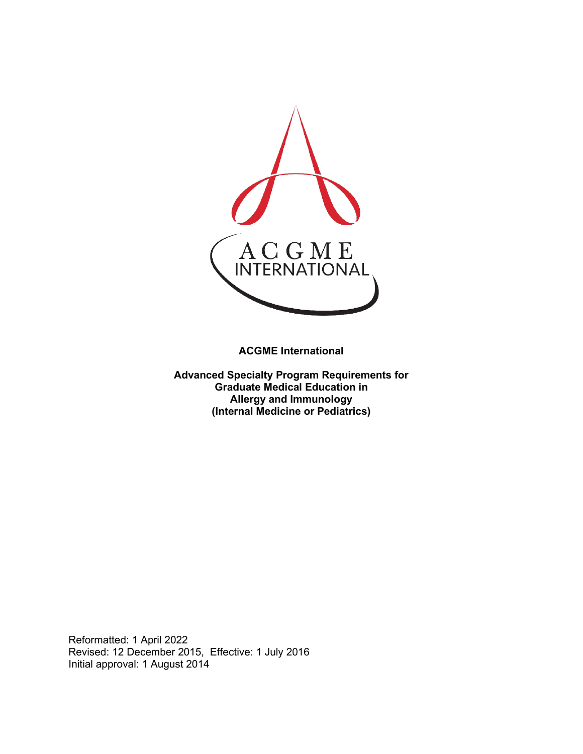**ACGME International**

**Advanced Specialty Program Requirements for Graduate Medical Education in Allergy and Immunology (Internal Medicine or Pediatrics)**

Reformatted: 1 April 2022
Revised: 12 December 2015, Effective: 1 July 2016
Initial approval: 1 August 2014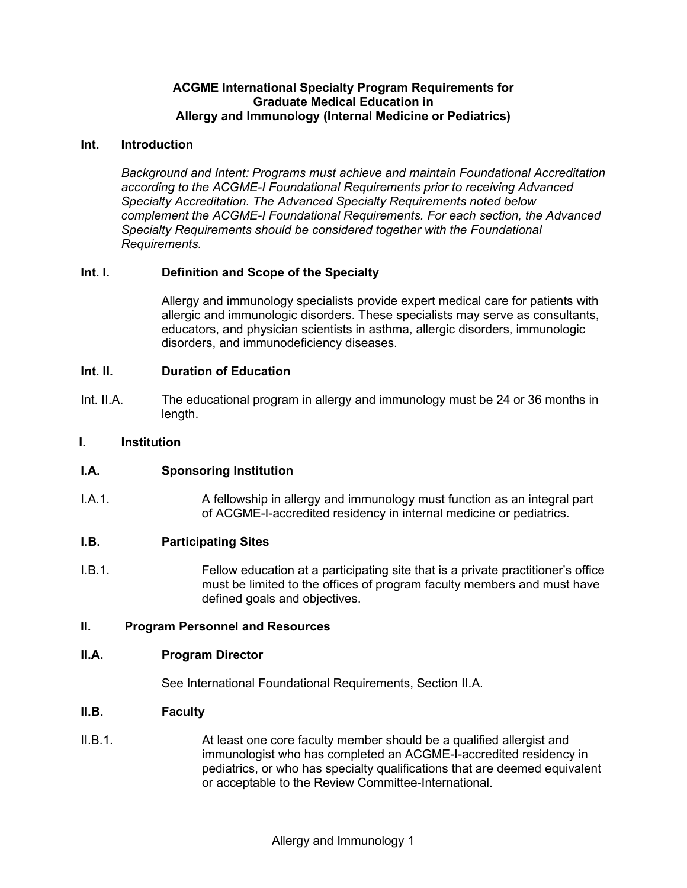**ACGME International Specialty Program Requirements for Graduate Medical Education in Allergy and Immunology (Internal Medicine or Pediatrics)**

**Int. Introduction**

*Background and Intent: Programs must achieve and maintain Foundational Accreditation according to the ACGME-I Foundational Requirements prior to receiving Advanced Specialty Accreditation. The Advanced Specialty Requirements noted below complement the ACGME-I Foundational Requirements. For each section, the Advanced Specialty Requirements should be considered together with the Foundational Requirements.*

**Int. I. Definition and Scope of the Specialty**

Allergy and immunology specialists provide expert medical care for patients with allergic and immunologic disorders. These specialists may serve as consultants, educators, and physician scientists in asthma, allergic disorders, immunologic disorders, and immunodeficiency diseases.

**Int. II. Duration of Education**

Int. II.A. The educational program in allergy and immunology must be 24 or 36 months in length.

**I. Institution**

**I.A. Sponsoring Institution**

I.A.1. A fellowship in allergy and immunology must function as an integral part of ACGME-I-accredited residency in internal medicine or pediatrics.

**I.B. Participating Sites**

I.B.1. Fellow education at a participating site that is a private practitioner's office must be limited to the offices of program faculty members and must have defined goals and objectives.

**II. Program Personnel and Resources**

**II.A. Program Director**

See International Foundational Requirements, Section II.A.

**II.B. Faculty**

II.B.1. At least one core faculty member should be a qualified allergist and immunologist who has completed an ACGME-I-accredited residency in pediatrics, or who has specialty qualifications that are deemed equivalent or acceptable to the Review Committee-International.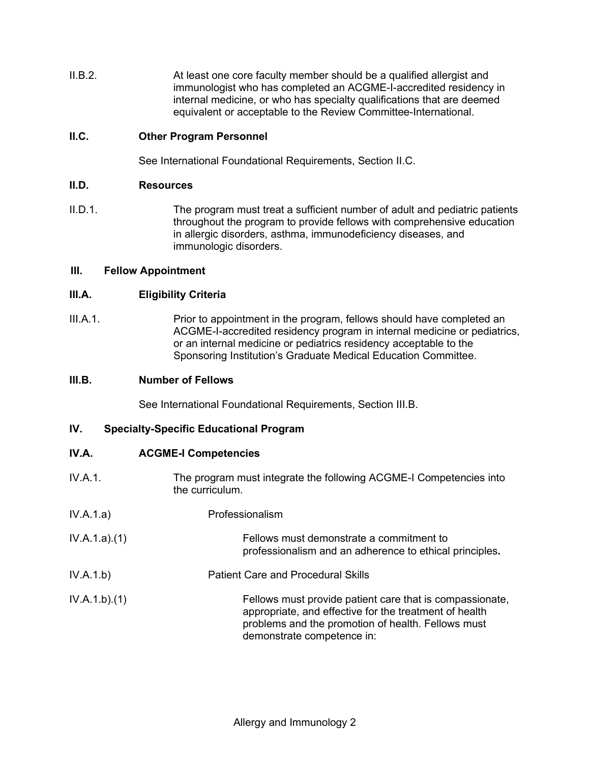II.B.2. At least one core faculty member should be a qualified allergist and immunologist who has completed an ACGME-I-accredited residency in internal medicine, or who has specialty qualifications that are deemed equivalent or acceptable to the Review Committee-International.

**II.C. Other Program Personnel**

See International Foundational Requirements, Section II.C.

**II.D. Resources**

II.D.1. The program must treat a sufficient number of adult and pediatric patients throughout the program to provide fellows with comprehensive education in allergic disorders, asthma, immunodeficiency diseases, and immunologic disorders.

**III. Fellow Appointment**

**III.A. Eligibility Criteria**

III.A.1. Prior to appointment in the program, fellows should have completed an ACGME-I-accredited residency program in internal medicine or pediatrics, or an internal medicine or pediatrics residency acceptable to the Sponsoring Institution's Graduate Medical Education Committee.

**III.B. Number of Fellows**

See International Foundational Requirements, Section III.B.

**IV. Specialty-Specific Educational Program**

**IV.A. ACGME-I Competencies**

IV.A.1. The program must integrate the following ACGME-I Competencies into the curriculum.

IV.A.1.a) Professionalism

IV.A.1.a).(1) Fellows must demonstrate a commitment to professionalism and an adherence to ethical principles**.**

IV.A.1.b) Patient Care and Procedural Skills

IV.A.1.b).(1) Fellows must provide patient care that is compassionate, appropriate, and effective for the treatment of health problems and the promotion of health. Fellows must demonstrate competence in: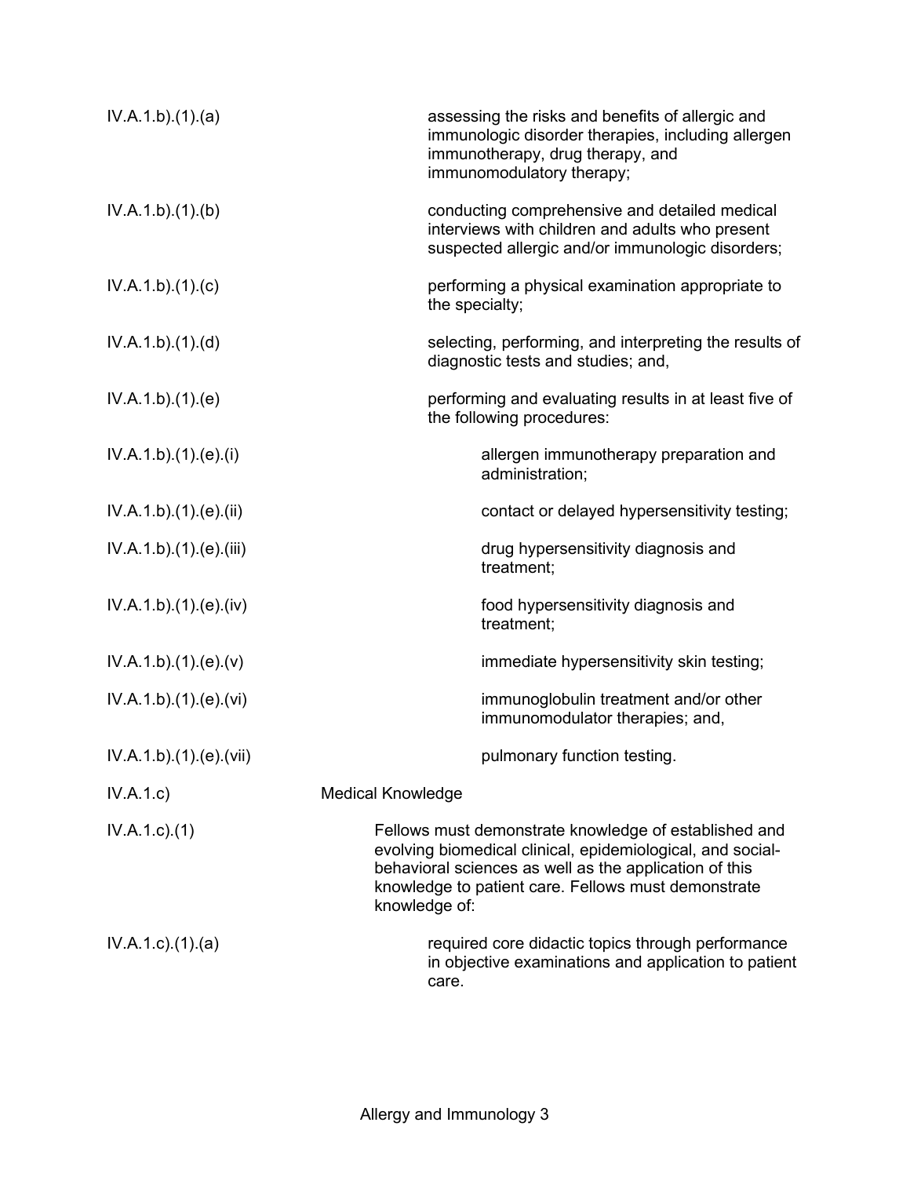| | |
|---|---|
| IV.A.1.b).(1).(a) | assessing the risks and benefits of allergic and immunologic disorder therapies, including allergen immunotherapy, drug therapy, and immunomodulatory therapy; |
| IV.A.1.b).(1).(b) | conducting comprehensive and detailed medical interviews with children and adults who present suspected allergic and/or immunologic disorders; |
| IV.A.1.b).(1).(c) | performing a physical examination appropriate to the specialty; |
| IV.A.1.b).(1).(d) | selecting, performing, and interpreting the results of diagnostic tests and studies; and, |
| IV.A.1.b).(1).(e) | performing and evaluating results in at least five of the following procedures: |
| IV.A.1.b).(1).(e).(i) | allergen immunotherapy preparation and administration; |
| IV.A.1.b).(1).(e).(ii) | contact or delayed hypersensitivity testing; |
| IV.A.1.b).(1).(e).(iii) | drug hypersensitivity diagnosis and treatment; |
| IV.A.1.b).(1).(e).(iv) | food hypersensitivity diagnosis and treatment; |
| IV.A.1.b).(1).(e).(v) | immediate hypersensitivity skin testing; |
| IV.A.1.b).(1).(e).(vi) | immunoglobulin treatment and/or other immunomodulator therapies; and, |
| IV.A.1.b).(1).(e).(vii) | pulmonary function testing. |
| IV.A.1.c) | Medical Knowledge |
| IV.A.1.c).(1) | Fellows must demonstrate knowledge of established and evolving biomedical clinical, epidemiological, and social-behavioral sciences as well as the application of this knowledge to patient care. Fellows must demonstrate knowledge of: |
| IV.A.1.c).(1).(a) | required core didactic topics through performance in objective examinations and application to patient care. |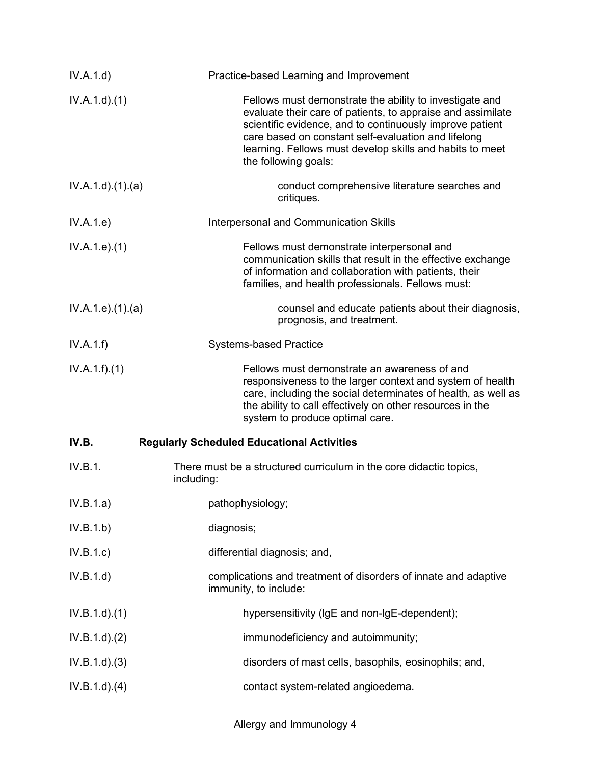IV.A.1.d) Practice-based Learning and Improvement

IV.A.1.d).(1) Fellows must demonstrate the ability to investigate and evaluate their care of patients, to appraise and assimilate scientific evidence, and to continuously improve patient care based on constant self-evaluation and lifelong learning. Fellows must develop skills and habits to meet the following goals:

IV.A.1.d).(1).(a) conduct comprehensive literature searches and critiques.

IV.A.1.e) Interpersonal and Communication Skills

IV.A.1.e).(1) Fellows must demonstrate interpersonal and communication skills that result in the effective exchange of information and collaboration with patients, their families, and health professionals. Fellows must:

IV.A.1.e).(1).(a) counsel and educate patients about their diagnosis, prognosis, and treatment.

IV.A.1.f) Systems-based Practice

IV.A.1.f).(1) Fellows must demonstrate an awareness of and responsiveness to the larger context and system of health care, including the social determinates of health, as well as the ability to call effectively on other resources in the system to produce optimal care.

**IV.B. Regularly Scheduled Educational Activities**

IV.B.1. There must be a structured curriculum in the core didactic topics, including:

IV.B.1.a) pathophysiology;

IV.B.1.b) diagnosis;

IV.B.1.c) differential diagnosis; and,

IV.B.1.d) complications and treatment of disorders of innate and adaptive immunity, to include:

IV.B.1.d).(1) hypersensitivity (IgE and non-IgE-dependent);

IV.B.1.d).(2) immunodeficiency and autoimmunity;

IV.B.1.d).(3) disorders of mast cells, basophils, eosinophils; and,

IV.B.1.d).(4) contact system-related angioedema.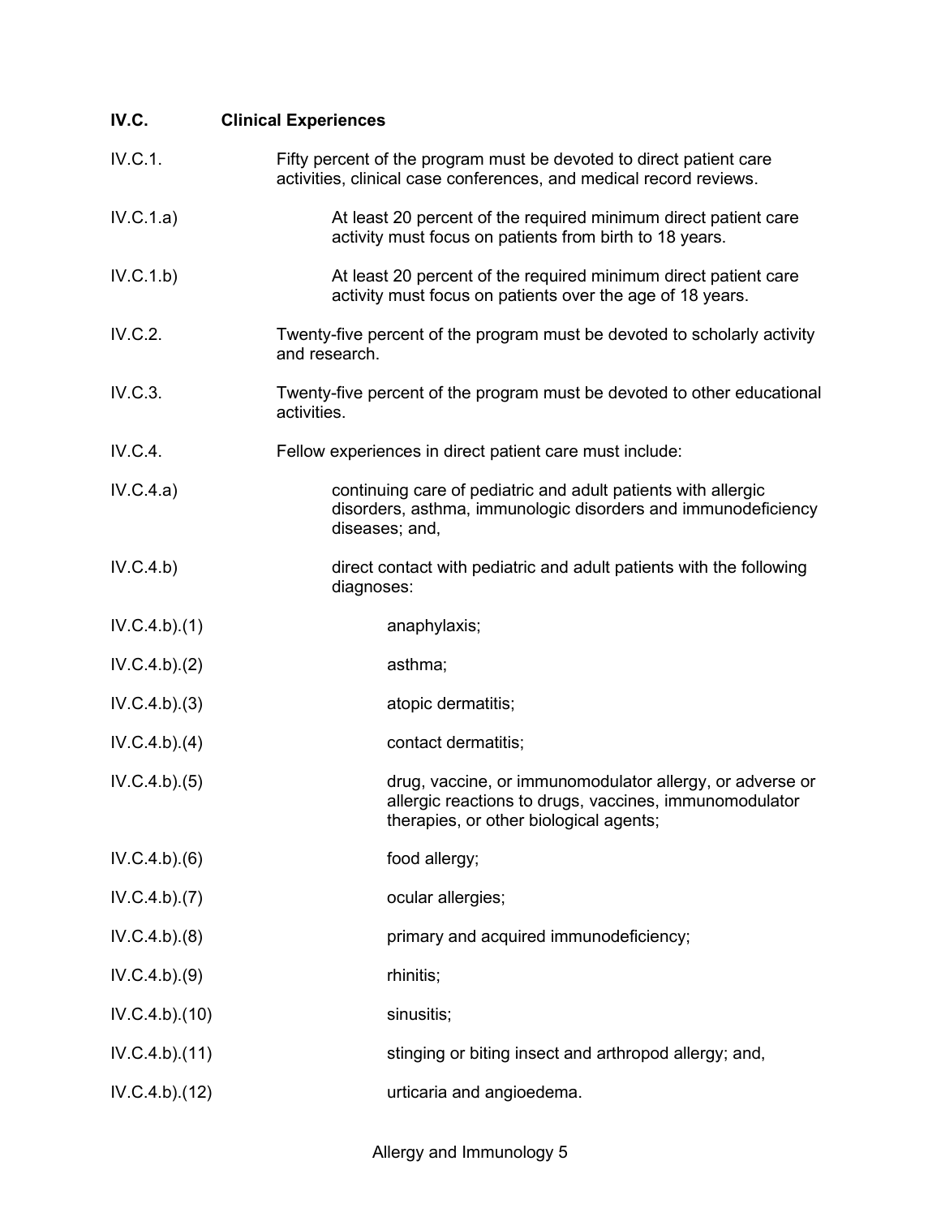## IV.C. Clinical Experiences

IV.C.1. Fifty percent of the program must be devoted to direct patient care activities, clinical case conferences, and medical record reviews.

IV.C.1.a) At least 20 percent of the required minimum direct patient care activity must focus on patients from birth to 18 years.

IV.C.1.b) At least 20 percent of the required minimum direct patient care activity must focus on patients over the age of 18 years.

IV.C.2. Twenty-five percent of the program must be devoted to scholarly activity and research.

IV.C.3. Twenty-five percent of the program must be devoted to other educational activities.

IV.C.4. Fellow experiences in direct patient care must include:

IV.C.4.a) continuing care of pediatric and adult patients with allergic disorders, asthma, immunologic disorders and immunodeficiency diseases; and,

IV.C.4.b) direct contact with pediatric and adult patients with the following diagnoses:

IV.C.4.b).(1) anaphylaxis;

IV.C.4.b).(2) asthma;

IV.C.4.b).(3) atopic dermatitis;

IV.C.4.b).(4) contact dermatitis;

IV.C.4.b).(5) drug, vaccine, or immunomodulator allergy, or adverse or allergic reactions to drugs, vaccines, immunomodulator therapies, or other biological agents;

IV.C.4.b).(6) food allergy;

IV.C.4.b).(7) ocular allergies;

IV.C.4.b).(8) primary and acquired immunodeficiency;

IV.C.4.b).(9) rhinitis;

IV.C.4.b).(10) sinusitis;

IV.C.4.b).(11) stinging or biting insect and arthropod allergy; and,

IV.C.4.b).(12) urticaria and angioedema.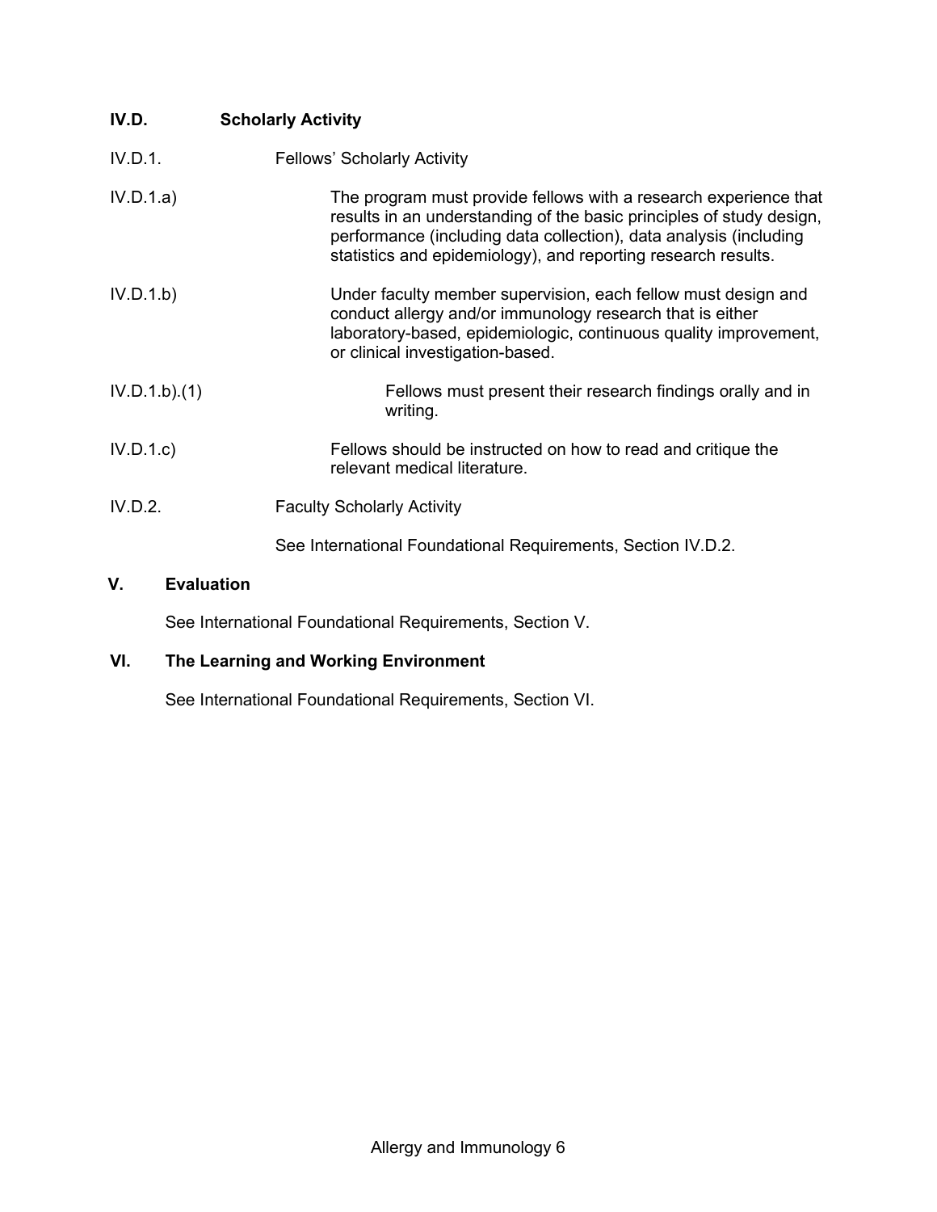## IV.D. Scholarly Activity

IV.D.1. Fellows' Scholarly Activity

IV.D.1.a) The program must provide fellows with a research experience that results in an understanding of the basic principles of study design, performance (including data collection), data analysis (including statistics and epidemiology), and reporting research results.

IV.D.1.b) Under faculty member supervision, each fellow must design and conduct allergy and/or immunology research that is either laboratory-based, epidemiologic, continuous quality improvement, or clinical investigation-based.

IV.D.1.b).(1) Fellows must present their research findings orally and in writing.

IV.D.1.c) Fellows should be instructed on how to read and critique the relevant medical literature.

IV.D.2. Faculty Scholarly Activity

See International Foundational Requirements, Section IV.D.2.

# V. Evaluation

See International Foundational Requirements, Section V.

# VI. The Learning and Working Environment

See International Foundational Requirements, Section VI.